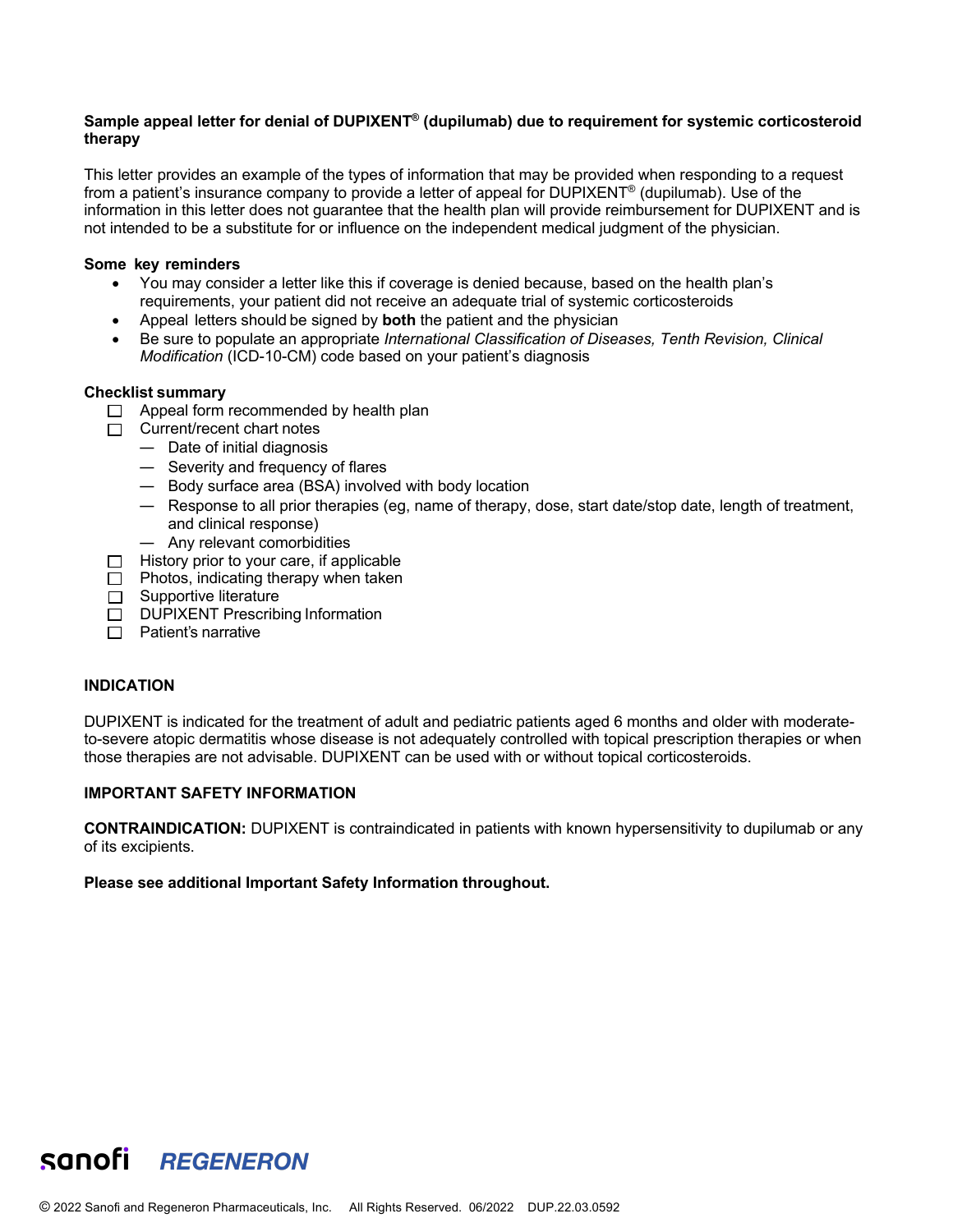**Sample appeal letter for denial of DUPIXENT® (dupilumab) due to requirement for systemic corticosteroid therapy**

This letter provides an example of the types of information that may be provided when responding to a request from a patient's insurance company to provide a letter of appeal for DUPIXENT® (dupilumab). Use of the information in this letter does not guarantee that the health plan will provide reimbursement for DUPIXENT and is not intended to be a substitute for or influence on the independent medical judgment of the physician.

**Some key reminders**

- You may consider a letter like this if coverage is denied because, based on the health plan's requirements, your patient did not receive an adequate trial of systemic corticosteroids
- Appeal letters should be signed by **both** the patient and the physician
- Be sure to populate an appropriate *International Classification of Diseases, Tenth Revision, Clinical Modification* (ICD-10-CM) code based on your patient's diagnosis

**Checklist summary**

- ☐ Appeal form recommended by health plan
- ☐ Current/recent chart notes
  - — Date of initial diagnosis
  - — Severity and frequency of flares
  - — Body surface area (BSA) involved with body location
  - — Response to all prior therapies (eg, name of therapy, dose, start date/stop date, length of treatment, and clinical response)
  - — Any relevant comorbidities
- ☐ History prior to your care, if applicable
- ☐ Photos, indicating therapy when taken
- ☐ Supportive literature
- ☐ DUPIXENT Prescribing Information
- ☐ Patient's narrative

**INDICATION**

DUPIXENT is indicated for the treatment of adult and pediatric patients aged 6 months and older with moderate-to-severe atopic dermatitis whose disease is not adequately controlled with topical prescription therapies or when those therapies are not advisable. DUPIXENT can be used with or without topical corticosteroids.

**IMPORTANT SAFETY INFORMATION**

**CONTRAINDICATION:** DUPIXENT is contraindicated in patients with known hypersensitivity to dupilumab or any of its excipients.

**Please see additional Important Safety Information throughout.**

sanofi REGENERON

© 2022 Sanofi and Regeneron Pharmaceuticals, Inc. All Rights Reserved. 06/2022 DUP.22.03.0592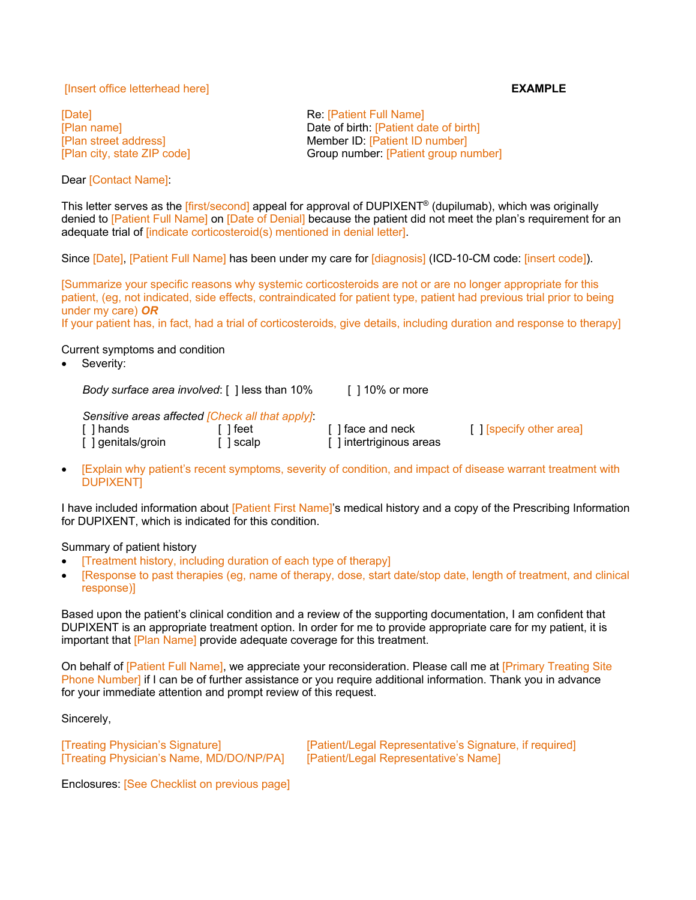[Insert office letterhead here] **EXAMPLE**

[Date]
[Plan name]
[Plan street address]
[Plan city, state ZIP code]

Re: [Patient Full Name]
Date of birth: [Patient date of birth]
Member ID: [Patient ID number]
Group number: [Patient group number]

Dear [Contact Name]:

This letter serves as the [first/second] appeal for approval of DUPIXENT® (dupilumab), which was originally denied to [Patient Full Name] on [Date of Denial] because the patient did not meet the plan's requirement for an adequate trial of [indicate corticosteroid(s) mentioned in denial letter].

Since [Date], [Patient Full Name] has been under my care for [diagnosis] (ICD-10-CM code: [insert code]).

[Summarize your specific reasons why systemic corticosteroids are not or are no longer appropriate for this patient, (eg, not indicated, side effects, contraindicated for patient type, patient had previous trial prior to being under my care) ***OR***
If your patient has, in fact, had a trial of corticosteroids, give details, including duration and response to therapy]

Current symptoms and condition

- Severity:

  *Body surface area involved*: [ ] less than 10% [ ] 10% or more

  *Sensitive areas affected [Check all that apply]*:
  [ ] hands [ ] feet [ ] face and neck [ ] [specify other area]
  [ ] genitals/groin [ ] scalp [ ] intertriginous areas

- [Explain why patient's recent symptoms, severity of condition, and impact of disease warrant treatment with DUPIXENT]

I have included information about [Patient First Name]'s medical history and a copy of the Prescribing Information for DUPIXENT, which is indicated for this condition.

Summary of patient history

- [Treatment history, including duration of each type of therapy]
- [Response to past therapies (eg, name of therapy, dose, start date/stop date, length of treatment, and clinical response)]

Based upon the patient's clinical condition and a review of the supporting documentation, I am confident that DUPIXENT is an appropriate treatment option. In order for me to provide appropriate care for my patient, it is important that [Plan Name] provide adequate coverage for this treatment.

On behalf of [Patient Full Name], we appreciate your reconsideration. Please call me at [Primary Treating Site Phone Number] if I can be of further assistance or you require additional information. Thank you in advance for your immediate attention and prompt review of this request.

Sincerely,

[Treating Physician's Signature]
[Treating Physician's Name, MD/DO/NP/PA]

[Patient/Legal Representative's Signature, if required]
[Patient/Legal Representative's Name]

Enclosures: [See Checklist on previous page]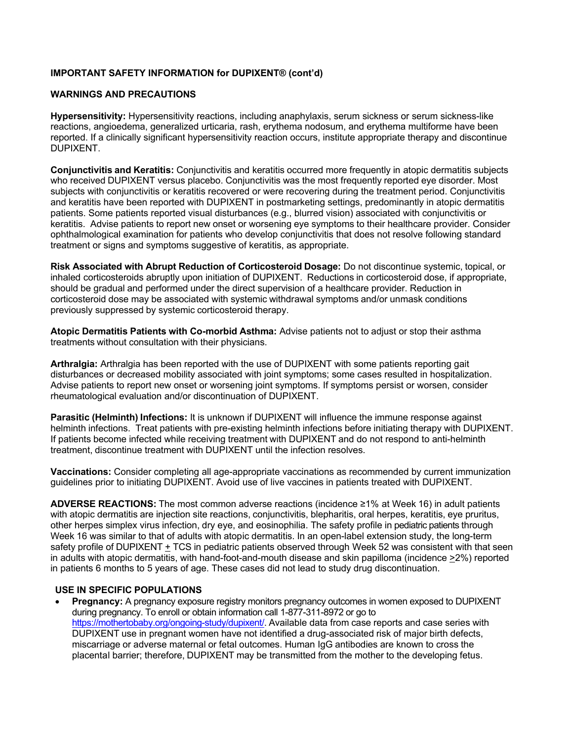**IMPORTANT SAFETY INFORMATION for DUPIXENT® (cont'd)**

**WARNINGS AND PRECAUTIONS**

**Hypersensitivity:** Hypersensitivity reactions, including anaphylaxis, serum sickness or serum sickness-like reactions, angioedema, generalized urticaria, rash, erythema nodosum, and erythema multiforme have been reported. If a clinically significant hypersensitivity reaction occurs, institute appropriate therapy and discontinue DUPIXENT.

**Conjunctivitis and Keratitis:** Conjunctivitis and keratitis occurred more frequently in atopic dermatitis subjects who received DUPIXENT versus placebo. Conjunctivitis was the most frequently reported eye disorder. Most subjects with conjunctivitis or keratitis recovered or were recovering during the treatment period. Conjunctivitis and keratitis have been reported with DUPIXENT in postmarketing settings, predominantly in atopic dermatitis patients. Some patients reported visual disturbances (e.g., blurred vision) associated with conjunctivitis or keratitis. Advise patients to report new onset or worsening eye symptoms to their healthcare provider. Consider ophthalmological examination for patients who develop conjunctivitis that does not resolve following standard treatment or signs and symptoms suggestive of keratitis, as appropriate.

**Risk Associated with Abrupt Reduction of Corticosteroid Dosage:** Do not discontinue systemic, topical, or inhaled corticosteroids abruptly upon initiation of DUPIXENT. Reductions in corticosteroid dose, if appropriate, should be gradual and performed under the direct supervision of a healthcare provider. Reduction in corticosteroid dose may be associated with systemic withdrawal symptoms and/or unmask conditions previously suppressed by systemic corticosteroid therapy.

**Atopic Dermatitis Patients with Co-morbid Asthma:** Advise patients not to adjust or stop their asthma treatments without consultation with their physicians.

**Arthralgia:** Arthralgia has been reported with the use of DUPIXENT with some patients reporting gait disturbances or decreased mobility associated with joint symptoms; some cases resulted in hospitalization. Advise patients to report new onset or worsening joint symptoms. If symptoms persist or worsen, consider rheumatological evaluation and/or discontinuation of DUPIXENT.

**Parasitic (Helminth) Infections:** It is unknown if DUPIXENT will influence the immune response against helminth infections. Treat patients with pre-existing helminth infections before initiating therapy with DUPIXENT. If patients become infected while receiving treatment with DUPIXENT and do not respond to anti-helminth treatment, discontinue treatment with DUPIXENT until the infection resolves.

**Vaccinations:** Consider completing all age-appropriate vaccinations as recommended by current immunization guidelines prior to initiating DUPIXENT. Avoid use of live vaccines in patients treated with DUPIXENT.

**ADVERSE REACTIONS:** The most common adverse reactions (incidence ≥1% at Week 16) in adult patients with atopic dermatitis are injection site reactions, conjunctivitis, blepharitis, oral herpes, keratitis, eye pruritus, other herpes simplex virus infection, dry eye, and eosinophilia. The safety profile in pediatric patients through Week 16 was similar to that of adults with atopic dermatitis. In an open-label extension study, the long-term safety profile of DUPIXENT ± TCS in pediatric patients observed through Week 52 was consistent with that seen in adults with atopic dermatitis, with hand-foot-and-mouth disease and skin papilloma (incidence ≥2%) reported in patients 6 months to 5 years of age. These cases did not lead to study drug discontinuation.

**USE IN SPECIFIC POPULATIONS**

- **Pregnancy:** A pregnancy exposure registry monitors pregnancy outcomes in women exposed to DUPIXENT during pregnancy. To enroll or obtain information call 1-877-311-8972 or go to https://mothertobaby.org/ongoing-study/dupixent/. Available data from case reports and case series with DUPIXENT use in pregnant women have not identified a drug-associated risk of major birth defects, miscarriage or adverse maternal or fetal outcomes. Human IgG antibodies are known to cross the placental barrier; therefore, DUPIXENT may be transmitted from the mother to the developing fetus.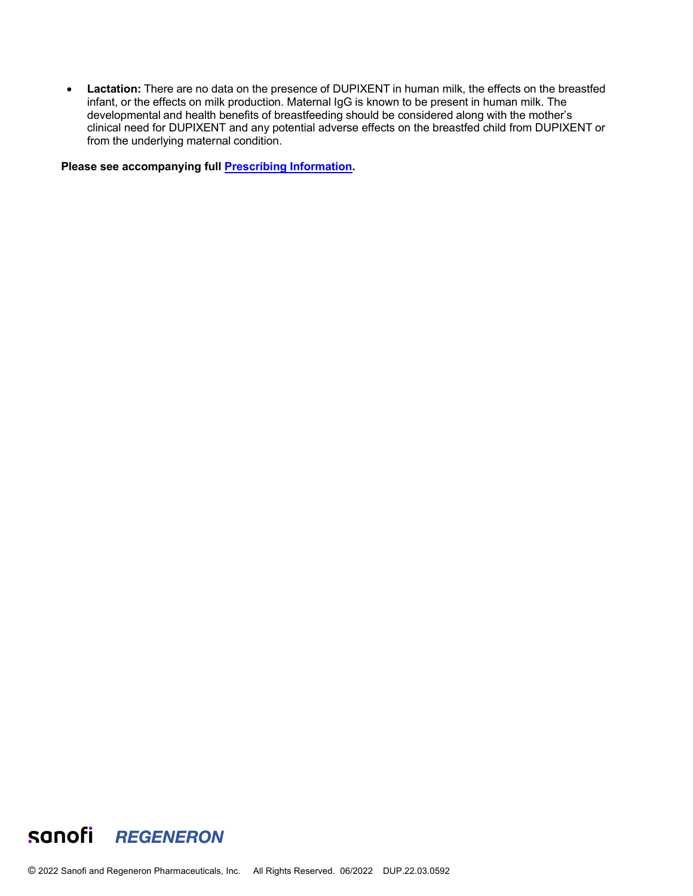- **Lactation:** There are no data on the presence of DUPIXENT in human milk, the effects on the breastfed infant, or the effects on milk production. Maternal IgG is known to be present in human milk. The developmental and health benefits of breastfeeding should be considered along with the mother's clinical need for DUPIXENT and any potential adverse effects on the breastfed child from DUPIXENT or from the underlying maternal condition.

**Please see accompanying full Prescribing Information.**

sanofi REGENERON

© 2022 Sanofi and Regeneron Pharmaceuticals, Inc. All Rights Reserved. 06/2022 DUP.22.03.0592